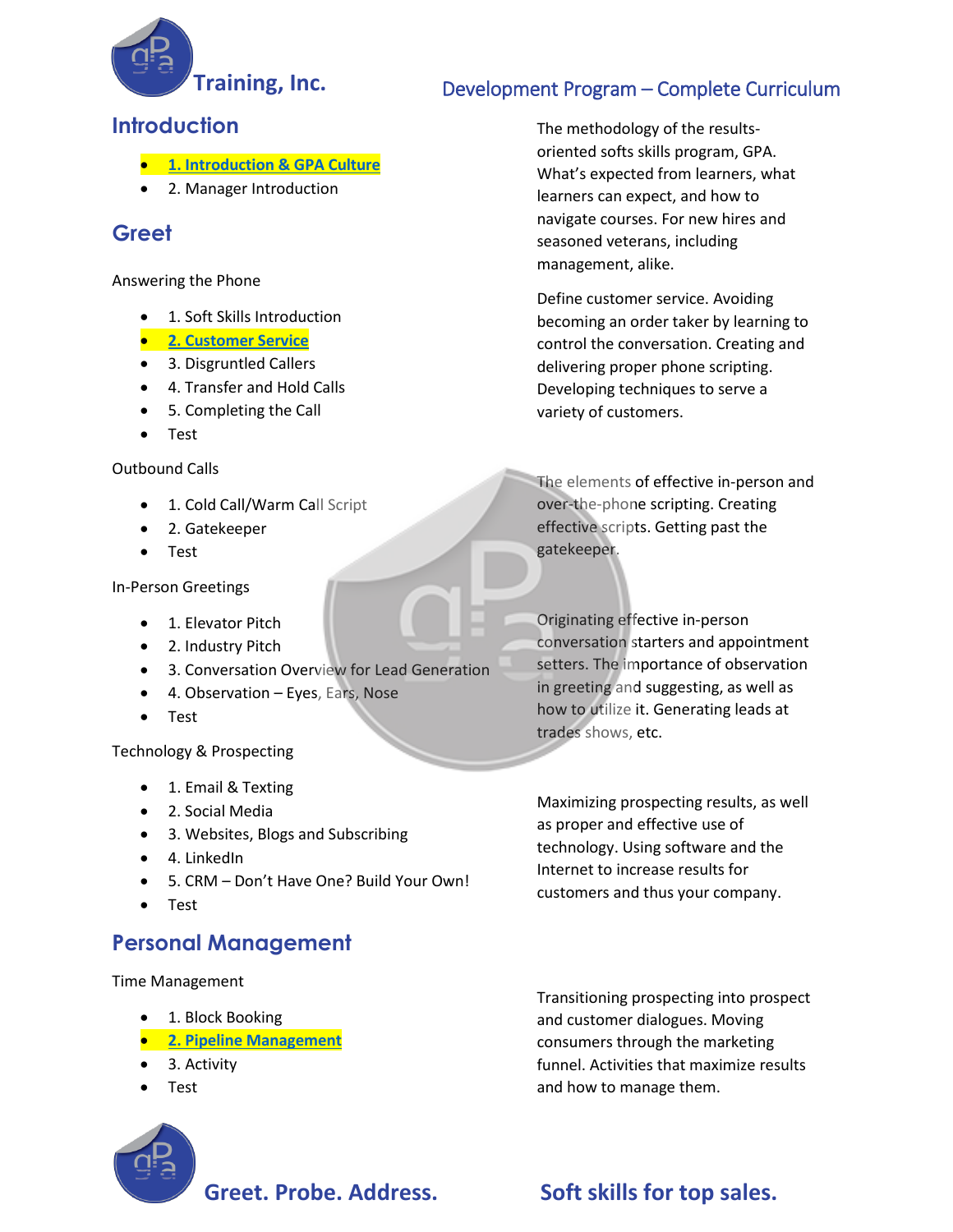# Training, Inc.

## Development Program – Complete Curriculum

## Introduction

- 1. Introduction & GPA Culture
- 2. Manager Introduction

The methodology of the results-oriented softs skills program, GPA. What's expected from learners, what learners can expect, and how to navigate courses. For new hires and seasoned veterans, including management, alike.

## Greet

Answering the Phone

- 1. Soft Skills Introduction
- 2. Customer Service
- 3. Disgruntled Callers
- 4. Transfer and Hold Calls
- 5. Completing the Call
- Test

Define customer service. Avoiding becoming an order taker by learning to control the conversation. Creating and delivering proper phone scripting. Developing techniques to serve a variety of customers.

Outbound Calls

- 1. Cold Call/Warm Call Script
- 2. Gatekeeper
- Test

The elements of effective in-person and over-the-phone scripting. Creating effective scripts. Getting past the gatekeeper.

In-Person Greetings

- 1. Elevator Pitch
- 2. Industry Pitch
- 3. Conversation Overview for Lead Generation
- 4. Observation – Eyes, Ears, Nose
- Test

Originating effective in-person conversation starters and appointment setters. The importance of observation in greeting and suggesting, as well as how to utilize it. Generating leads at trades shows, etc.

Technology & Prospecting

- 1. Email & Texting
- 2. Social Media
- 3. Websites, Blogs and Subscribing
- 4. LinkedIn
- 5. CRM – Don't Have One? Build Your Own!
- Test

Maximizing prospecting results, as well as proper and effective use of technology. Using software and the Internet to increase results for customers and thus your company.

## Personal Management

Time Management

- 1. Block Booking
- 2. Pipeline Management
- 3. Activity
- Test

Transitioning prospecting into prospect and customer dialogues. Moving consumers through the marketing funnel. Activities that maximize results and how to manage them.

**Greet. Probe. Address.** **Soft skills for top sales.**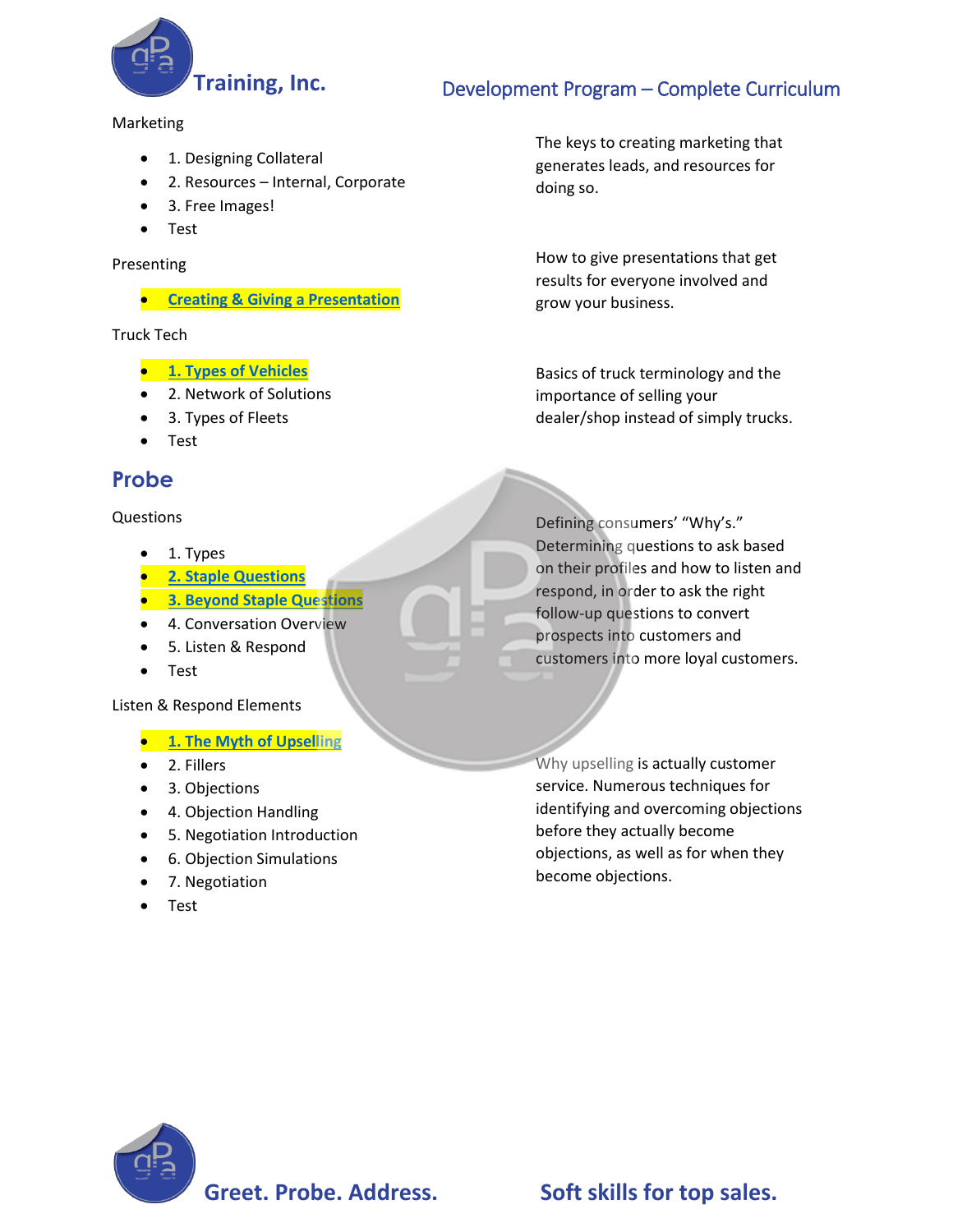Marketing

- 1. Designing Collateral
- 2. Resources – Internal, Corporate
- 3. Free Images!
- Test

The keys to creating marketing that generates leads, and resources for doing so.

Presenting

- **Creating & Giving a Presentation**

How to give presentations that get results for everyone involved and grow your business.

Truck Tech

- **1. Types of Vehicles**
- 2. Network of Solutions
- 3. Types of Fleets
- Test

Basics of truck terminology and the importance of selling your dealer/shop instead of simply trucks.

## Probe

Questions

- 1. Types
- **2. Staple Questions**
- **3. Beyond Staple Questions**
- 4. Conversation Overview
- 5. Listen & Respond
- Test

Defining consumers' "Why's." Determining questions to ask based on their profiles and how to listen and respond, in order to ask the right follow-up questions to convert prospects into customers and customers into more loyal customers.

Listen & Respond Elements

- **1. The Myth of Upselling**
- 2. Fillers
- 3. Objections
- 4. Objection Handling
- 5. Negotiation Introduction
- 6. Objection Simulations
- 7. Negotiation
- Test

Why upselling is actually customer service. Numerous techniques for identifying and overcoming objections before they actually become objections, as well as for when they become objections.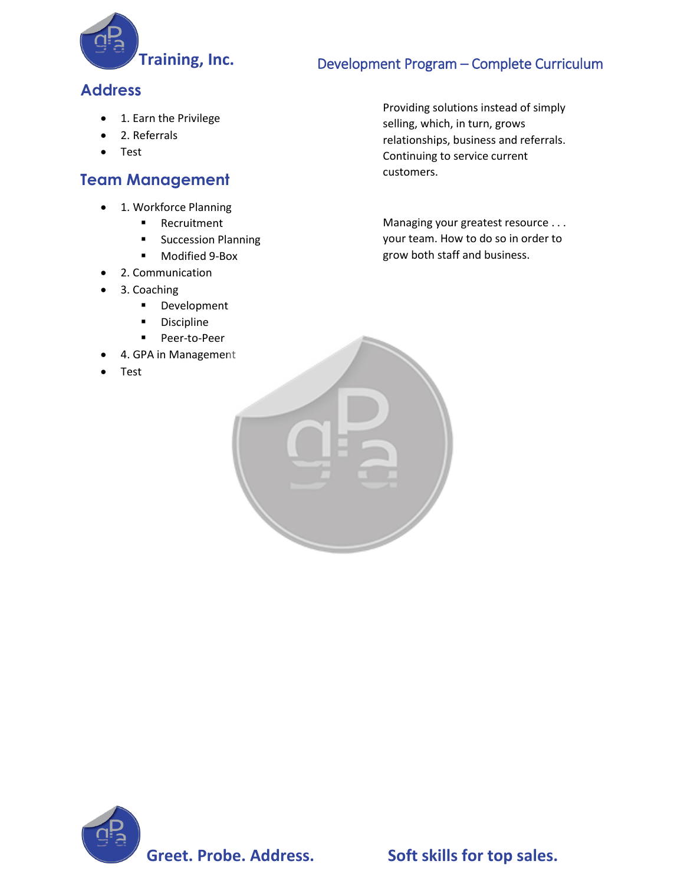## Address

- 1. Earn the Privilege
- 2. Referrals
- Test

Providing solutions instead of simply selling, which, in turn, grows relationships, business and referrals. Continuing to service current customers.

## Team Management

- 1. Workforce Planning
  - Recruitment
  - Succession Planning
  - Modified 9-Box
- 2. Communication
- 3. Coaching
  - Development
  - Discipline
  - Peer-to-Peer
- 4. GPA in Management
- Test

Managing your greatest resource . . . your team. How to do so in order to grow both staff and business.